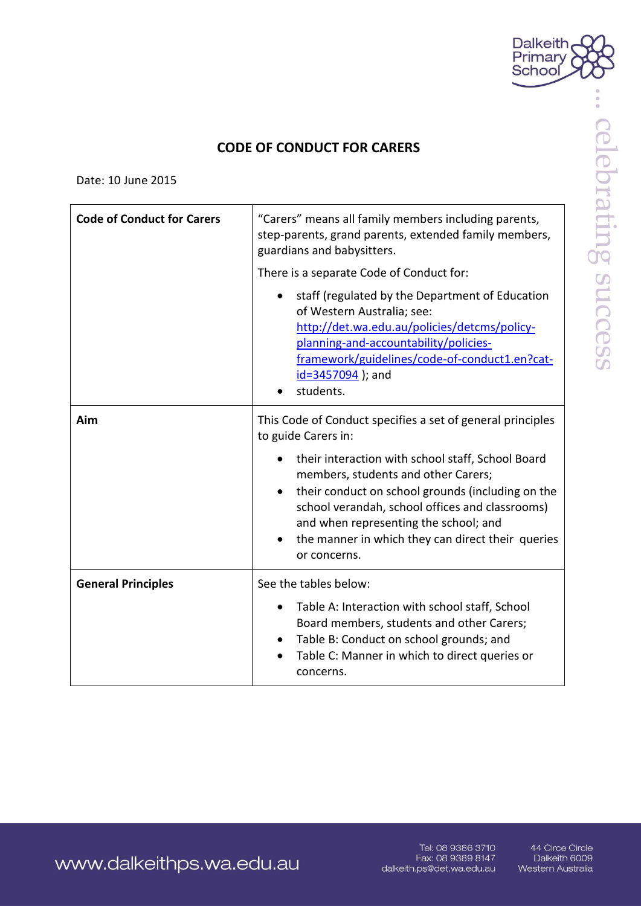# CODE OF CONDUCT FOR CARERS

Date: 10 June 2015

| **Code of Conduct for Carers** | "Carers" means all family members including parents, step-parents, grand parents, extended family members, guardians and babysitters.<br><br>There is a separate Code of Conduct for:<br><br>• staff (regulated by the Department of Education of Western Australia; see: http://det.wa.edu.au/policies/detcms/policy-planning-and-accountability/policies-framework/guidelines/code-of-conduct1.en?cat-id=3457094 ); and<br>• students. |
|---|---|
| **Aim** | This Code of Conduct specifies a set of general principles to guide Carers in:<br><br>• their interaction with school staff, School Board members, students and other Carers;<br>• their conduct on school grounds (including on the school verandah, school offices and classrooms) and when representing the school; and<br>• the manner in which they can direct their queries or concerns. |
| **General Principles** | See the tables below:<br><br>• Table A: Interaction with school staff, School Board members, students and other Carers;<br>• Table B: Conduct on school grounds; and<br>• Table C: Manner in which to direct queries or concerns. |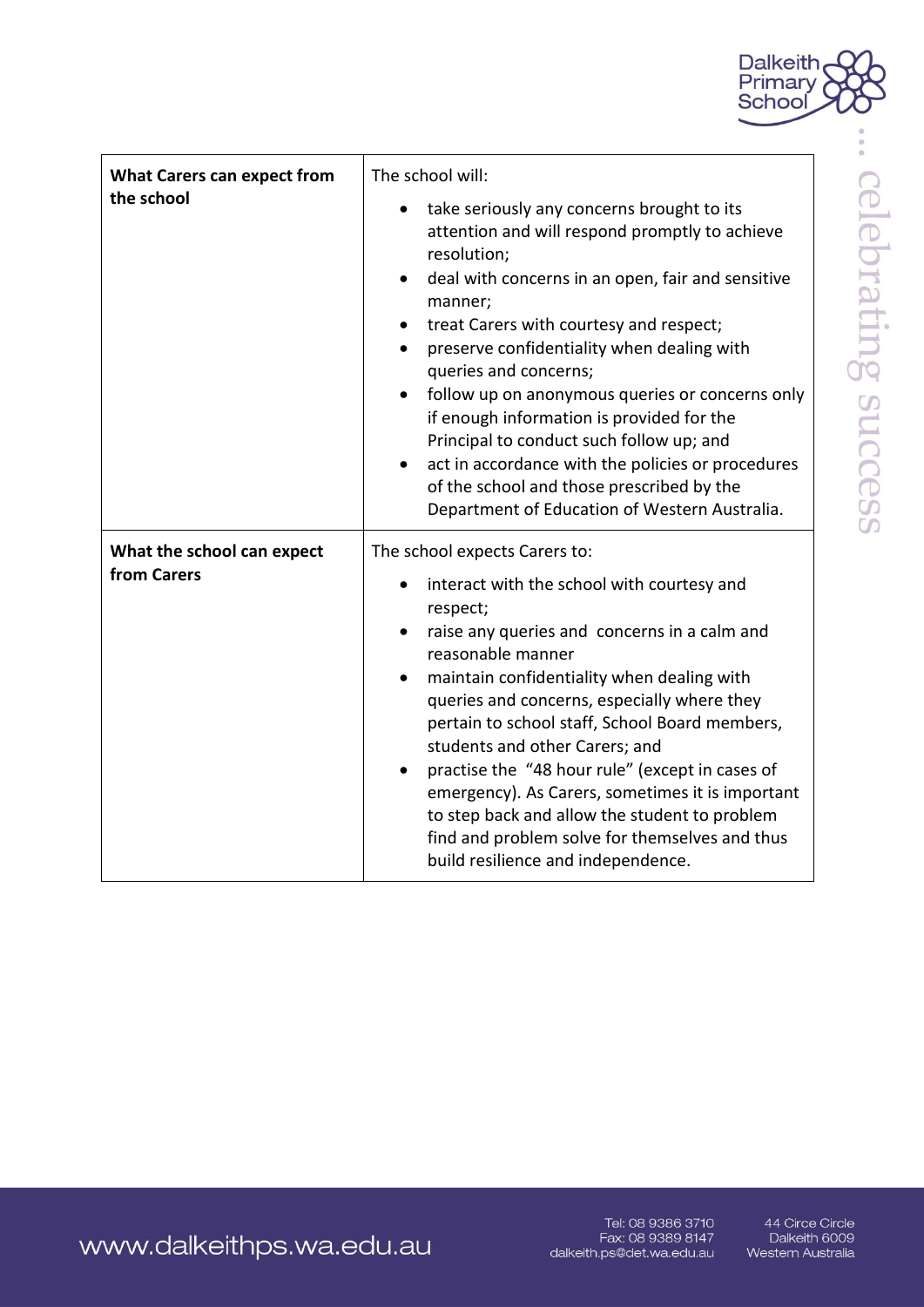| What Carers can expect from the school | The school will:<br><ul><li>take seriously any concerns brought to its attention and will respond promptly to achieve resolution;</li><li>deal with concerns in an open, fair and sensitive manner;</li><li>treat Carers with courtesy and respect;</li><li>preserve confidentiality when dealing with queries and concerns;</li><li>follow up on anonymous queries or concerns only if enough information is provided for the Principal to conduct such follow up; and</li><li>act in accordance with the policies or procedures of the school and those prescribed by the Department of Education of Western Australia.</li></ul> |
|---|---|
| What the school can expect from Carers | The school expects Carers to:<br><ul><li>interact with the school with courtesy and respect;</li><li>raise any queries and concerns in a calm and reasonable manner</li><li>maintain confidentiality when dealing with queries and concerns, especially where they pertain to school staff, School Board members, students and other Carers; and</li><li>practise the "48 hour rule" (except in cases of emergency). As Carers, sometimes it is important to step back and allow the student to problem find and problem solve for themselves and thus build resilience and independence.</li></ul> |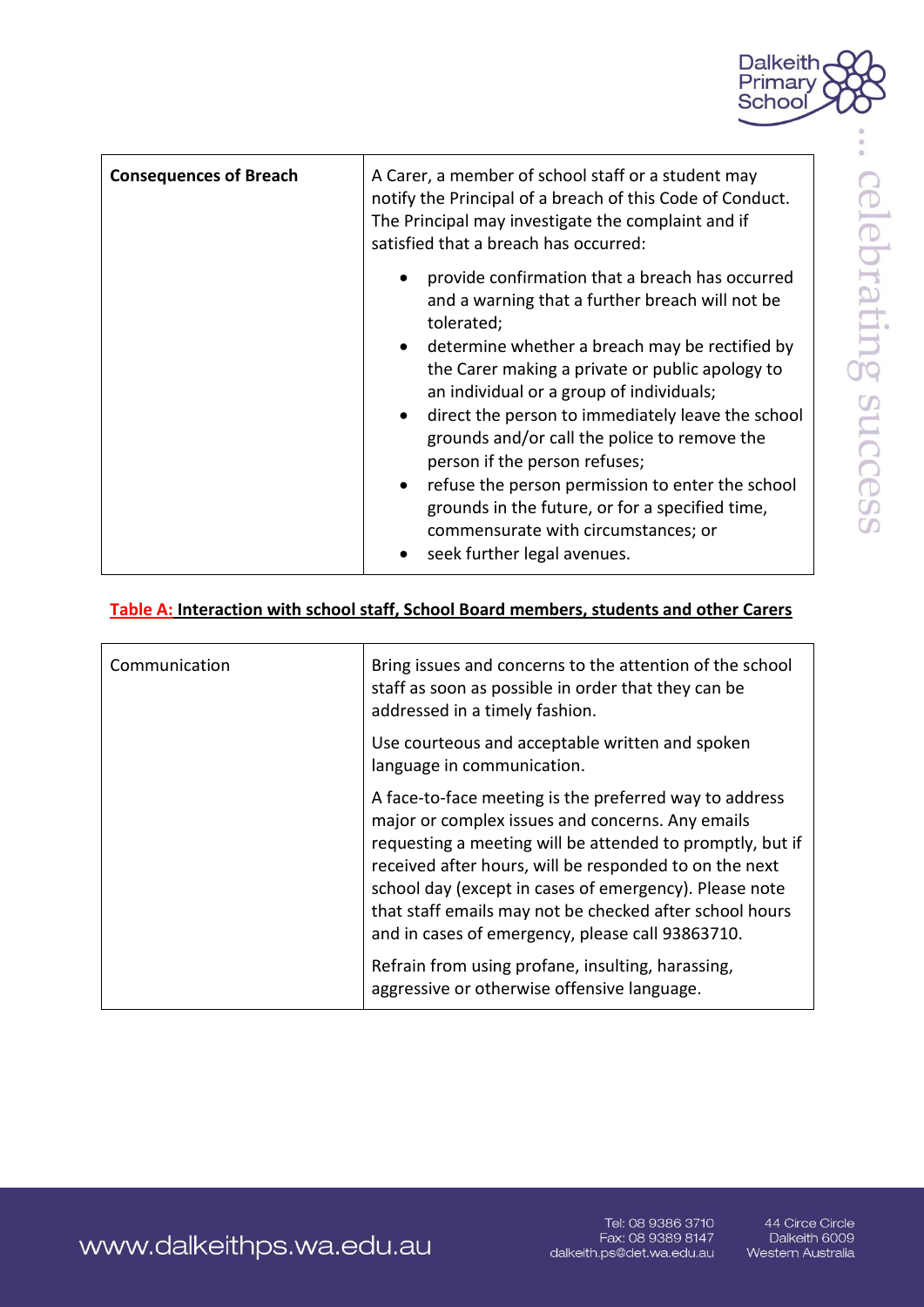| **Consequences of Breach** | A Carer, a member of school staff or a student may notify the Principal of a breach of this Code of Conduct. The Principal may investigate the complaint and if satisfied that a breach has occurred:<br>• provide confirmation that a breach has occurred and a warning that a further breach will not be tolerated;<br>• determine whether a breach may be rectified by the Carer making a private or public apology to an individual or a group of individuals;<br>• direct the person to immediately leave the school grounds and/or call the police to remove the person if the person refuses;<br>• refuse the person permission to enter the school grounds in the future, or for a specified time, commensurate with circumstances; or<br>• seek further legal avenues. |
|---|---|

**Table A: Interaction with school staff, School Board members, students and other Carers**

| Communication | Bring issues and concerns to the attention of the school staff as soon as possible in order that they can be addressed in a timely fashion.<br><br>Use courteous and acceptable written and spoken language in communication.<br><br>A face-to-face meeting is the preferred way to address major or complex issues and concerns. Any emails requesting a meeting will be attended to promptly, but if received after hours, will be responded to on the next school day (except in cases of emergency). Please note that staff emails may not be checked after school hours and in cases of emergency, please call 93863710.<br><br>Refrain from using profane, insulting, harassing, aggressive or otherwise offensive language. |
|---|---|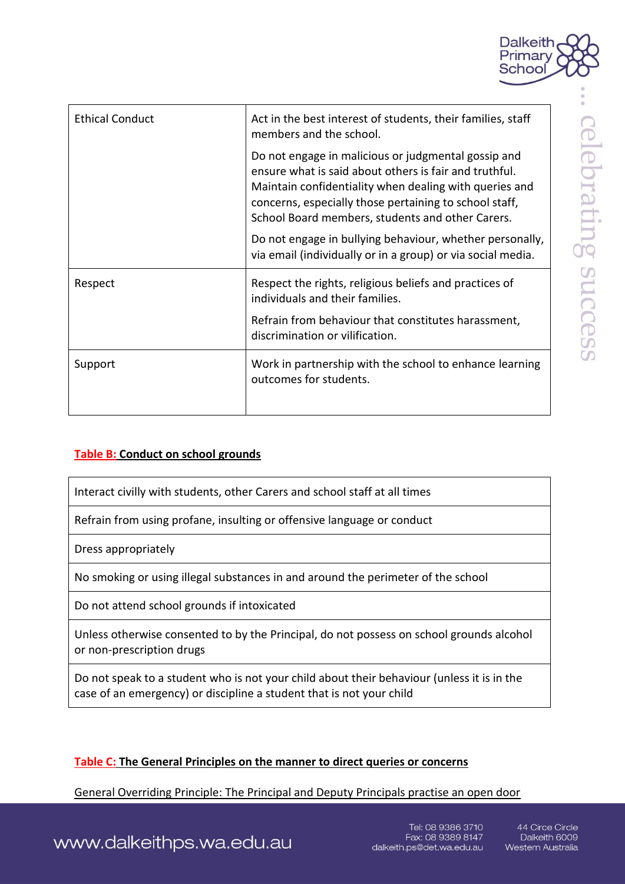| | |
|---|---|
| Ethical Conduct | Act in the best interest of students, their families, staff members and the school.<br><br>Do not engage in malicious or judgmental gossip and ensure what is said about others is fair and truthful. Maintain confidentiality when dealing with queries and concerns, especially those pertaining to school staff, School Board members, students and other Carers.<br><br>Do not engage in bullying behaviour, whether personally, via email (individually or in a group) or via social media. |
| Respect | Respect the rights, religious beliefs and practices of individuals and their families.<br><br>Refrain from behaviour that constitutes harassment, discrimination or vilification. |
| Support | Work in partnership with the school to enhance learning outcomes for students. |

**Table B: Conduct on school grounds**

| |
|---|
| Interact civilly with students, other Carers and school staff at all times |
| Refrain from using profane, insulting or offensive language or conduct |
| Dress appropriately |
| No smoking or using illegal substances in and around the perimeter of the school |
| Do not attend school grounds if intoxicated |
| Unless otherwise consented to by the Principal, do not possess on school grounds alcohol or non-prescription drugs |
| Do not speak to a student who is not your child about their behaviour (unless it is in the case of an emergency) or discipline a student that is not your child |

**Table C: The General Principles on the manner to direct queries or concerns**

General Overriding Principle: The Principal and Deputy Principals practise an open door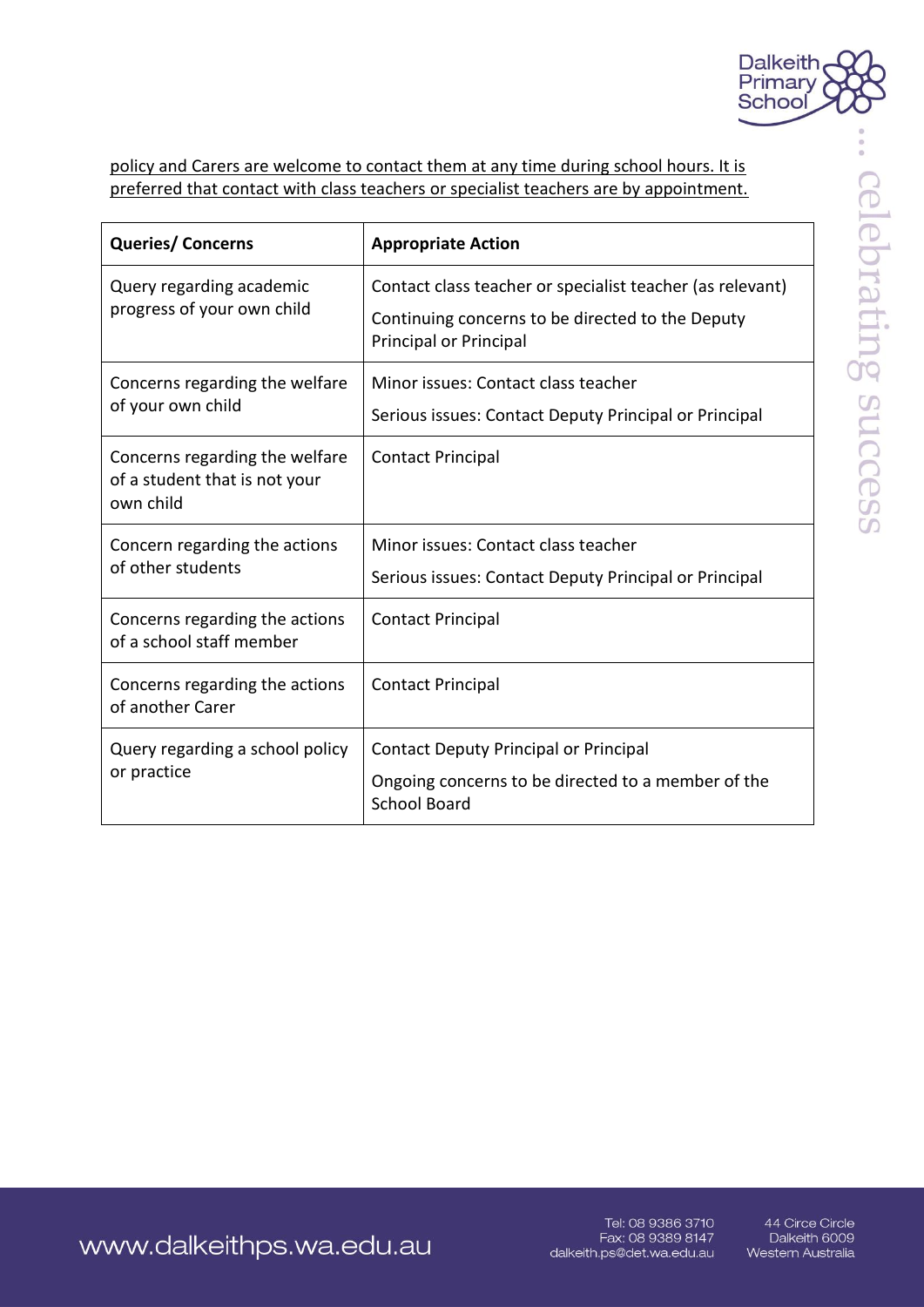policy and Carers are welcome to contact them at any time during school hours. It is preferred that contact with class teachers or specialist teachers are by appointment.

| Queries/ Concerns | Appropriate Action |
|---|---|
| Query regarding academic progress of your own child | Contact class teacher or specialist teacher (as relevant)<br><br>Continuing concerns to be directed to the Deputy Principal or Principal |
| Concerns regarding the welfare of your own child | Minor issues: Contact class teacher<br><br>Serious issues: Contact Deputy Principal or Principal |
| Concerns regarding the welfare of a student that is not your own child | Contact Principal |
| Concern regarding the actions of other students | Minor issues: Contact class teacher<br><br>Serious issues: Contact Deputy Principal or Principal |
| Concerns regarding the actions of a school staff member | Contact Principal |
| Concerns regarding the actions of another Carer | Contact Principal |
| Query regarding a school policy or practice | Contact Deputy Principal or Principal<br><br>Ongoing concerns to be directed to a member of the School Board |